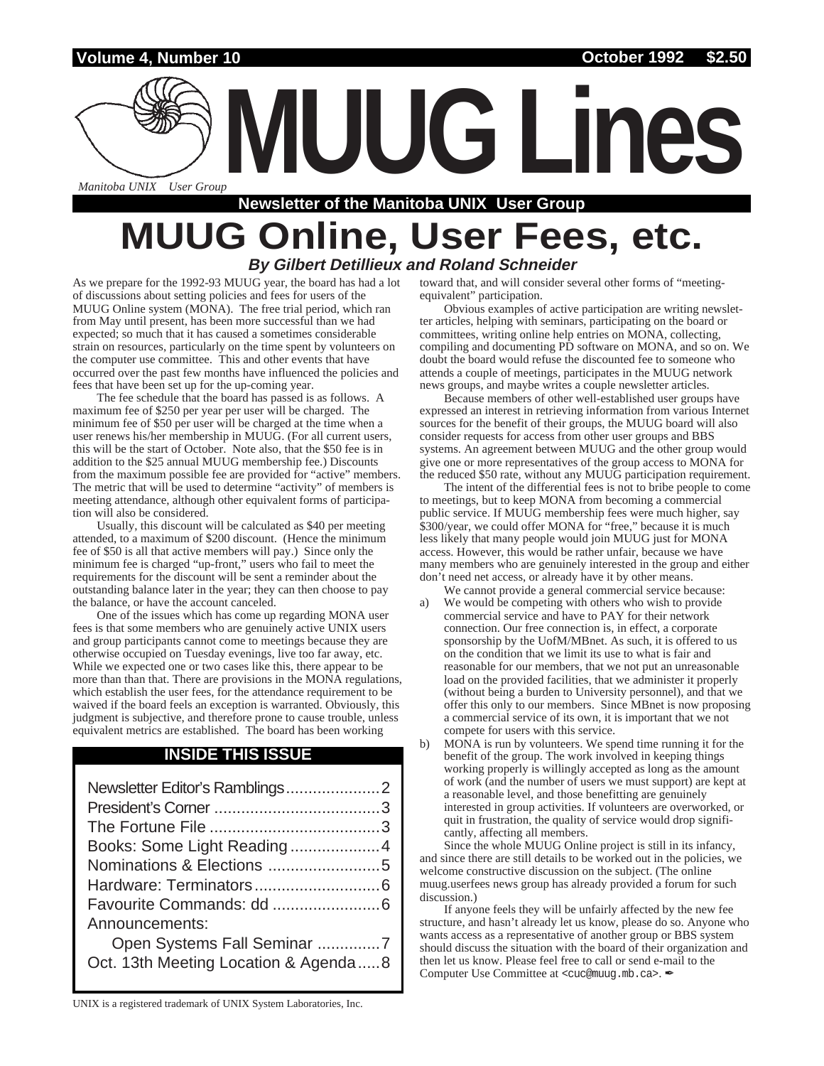Volume 4, Number 10 | October 1992 | $2.50

# MUUG Lines

*Manitoba UNIX User Group*

**Newsletter of the Manitoba UNIX User Group**

# MUUG Online, User Fees, etc.

***By Gilbert Detillieux and Roland Schneider***

As we prepare for the 1992-93 MUUG year, the board has had a lot of discussions about setting policies and fees for users of the MUUG Online system (MONA). The free trial period, which ran from May until present, has been more successful than we had expected; so much that it has caused a sometimes considerable strain on resources, particularly on the time spent by volunteers on the computer use committee. This and other events that have occurred over the past few months have influenced the policies and fees that have been set up for the up-coming year.

The fee schedule that the board has passed is as follows. A maximum fee of $250 per year per user will be charged. The minimum fee of $50 per user will be charged at the time when a user renews his/her membership in MUUG. (For all current users, this will be the start of October. Note also, that the $50 fee is in addition to the $25 annual MUUG membership fee.) Discounts from the maximum possible fee are provided for "active" members. The metric that will be used to determine "activity" of members is meeting attendance, although other equivalent forms of participation will also be considered.

Usually, this discount will be calculated as $40 per meeting attended, to a maximum of $200 discount. (Hence the minimum fee of $50 is all that active members will pay.) Since only the minimum fee is charged "up-front," users who fail to meet the requirements for the discount will be sent a reminder about the outstanding balance later in the year; they can then choose to pay the balance, or have the account canceled.

One of the issues which has come up regarding MONA user fees is that some members who are genuinely active UNIX users and group participants cannot come to meetings because they are otherwise occupied on Tuesday evenings, live too far away, etc. While we expected one or two cases like this, there appear to be more than than that. There are provisions in the MONA regulations, which establish the user fees, for the attendance requirement to be waived if the board feels an exception is warranted. Obviously, this judgment is subjective, and therefore prone to cause trouble, unless equivalent metrics are established. The board has been working toward that, and will consider several other forms of "meeting-equivalent" participation.

Obvious examples of active participation are writing newsletter articles, helping with seminars, participating on the board or committees, writing online help entries on MONA, collecting, compiling and documenting PD software on MONA, and so on. We doubt the board would refuse the discounted fee to someone who attends a couple of meetings, participates in the MUUG network news groups, and maybe writes a couple newsletter articles.

Because members of other well-established user groups have expressed an interest in retrieving information from various Internet sources for the benefit of their groups, the MUUG board will also consider requests for access from other user groups and BBS systems. An agreement between MUUG and the other group would give one or more representatives of the group access to MONA for the reduced $50 rate, without any MUUG participation requirement.

The intent of the differential fees is not to bribe people to come to meetings, but to keep MONA from becoming a commercial public service. If MUUG membership fees were much higher, say $300/year, we could offer MONA for "free," because it is much less likely that many people would join MUUG just for MONA access. However, this would be rather unfair, because we have many members who are genuinely interested in the group and either don't need net access, or already have it by other means.

We cannot provide a general commercial service because:

a) We would be competing with others who wish to provide commercial service and have to PAY for their network connection. Our free connection is, in effect, a corporate sponsorship by the UofM/MBnet. As such, it is offered to us on the condition that we limit its use to what is fair and reasonable for our members, that we not put an unreasonable load on the provided facilities, that we administer it properly (without being a burden to University personnel), and that we offer this only to our members. Since MBnet is now proposing a commercial service of its own, it is important that we not compete for users with this service.

b) MONA is run by volunteers. We spend time running it for the benefit of the group. The work involved in keeping things working properly is willingly accepted as long as the amount of work (and the number of users we must support) are kept at a reasonable level, and those benefitting are genuinely interested in group activities. If volunteers are overworked, or quit in frustration, the quality of service would drop significantly, affecting all members.

Since the whole MUUG Online project is still in its infancy, and since there are still details to be worked out in the policies, we welcome constructive discussion on the subject. (The online muug.userfees news group has already provided a forum for such discussion.)

If anyone feels they will be unfairly affected by the new fee structure, and hasn't already let us know, please do so. Anyone who wants access as a representative of another group or BBS system should discuss the situation with the board of their organization and then let us know. Please feel free to call or send e-mail to the Computer Use Committee at `<cuc@muug.mb.ca>`. ✒

## INSIDE THIS ISSUE

| | |
|---|---|
| Newsletter Editor's Ramblings | 2 |
| President's Corner | 3 |
| The Fortune File | 3 |
| Books: Some Light Reading | 4 |
| Nominations & Elections | 5 |
| Hardware: Terminators | 6 |
| Favourite Commands: dd | 6 |
| Announcements: Open Systems Fall Seminar | 7 |
| Oct. 13th Meeting Location & Agenda | 8 |

UNIX is a registered trademark of UNIX System Laboratories, Inc.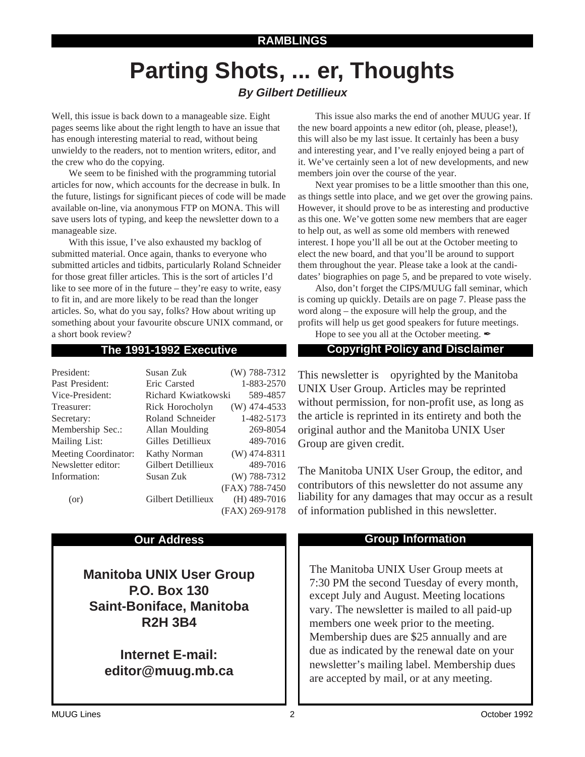RAMBLINGS

# Parting Shots, ... er, Thoughts

***By Gilbert Detillieux***

Well, this issue is back down to a manageable size. Eight pages seems like about the right length to have an issue that has enough interesting material to read, without being unwieldy to the readers, not to mention writers, editor, and the crew who do the copying.

We seem to be finished with the programming tutorial articles for now, which accounts for the decrease in bulk. In the future, listings for significant pieces of code will be made available on-line, via anonymous FTP on MONA. This will save users lots of typing, and keep the newsletter down to a manageable size.

With this issue, I've also exhausted my backlog of submitted material. Once again, thanks to everyone who submitted articles and tidbits, particularly Roland Schneider for those great filler articles. This is the sort of articles I'd like to see more of in the future – they're easy to write, easy to fit in, and are more likely to be read than the longer articles. So, what do you say, folks? How about writing up something about your favourite obscure UNIX command, or a short book review?

This issue also marks the end of another MUUG year. If the new board appoints a new editor (oh, please, please!), this will also be my last issue. It certainly has been a busy and interesting year, and I've really enjoyed being a part of it. We've certainly seen a lot of new developments, and new members join over the course of the year.

Next year promises to be a little smoother than this one, as things settle into place, and we get over the growing pains. However, it should prove to be as interesting and productive as this one. We've gotten some new members that are eager to help out, as well as some old members with renewed interest. I hope you'll all be out at the October meeting to elect the new board, and that you'll be around to support them throughout the year. Please take a look at the candidates' biographies on page 5, and be prepared to vote wisely.

Also, don't forget the CIPS/MUUG fall seminar, which is coming up quickly. Details are on page 7. Please pass the word along – the exposure will help the group, and the profits will help us get good speakers for future meetings.

Hope to see you all at the October meeting. ✒

## The 1991-1992 Executive

| | | |
|---|---|---|
| President: | Susan Zuk | (W) 788-7312 |
| Past President: | Eric Carsted | 1-883-2570 |
| Vice-President: | Richard Kwiatkowski | 589-4857 |
| Treasurer: | Rick Horocholyn | (W) 474-4533 |
| Secretary: | Roland Schneider | 1-482-5173 |
| Membership Sec.: | Allan Moulding | 269-8054 |
| Mailing List: | Gilles Detillieux | 489-7016 |
| Meeting Coordinator: | Kathy Norman | (W) 474-8311 |
| Newsletter editor: | Gilbert Detillieux | 489-7016 |
| Information: | Susan Zuk | (W) 788-7312 |
| | | (FAX) 788-7450 |
| (or) | Gilbert Detillieux | (H) 489-7016 |
| | | (FAX) 269-9178 |

## Copyright Policy and Disclaimer

This newsletter is opyrighted by the Manitoba UNIX User Group. Articles may be reprinted without permission, for non-profit use, as long as the article is reprinted in its entirety and both the original author and the Manitoba UNIX User Group are given credit.

The Manitoba UNIX User Group, the editor, and contributors of this newsletter do not assume any liability for any damages that may occur as a result of information published in this newsletter.

## Our Address

**Manitoba UNIX User Group**
**P.O. Box 130**
**Saint-Boniface, Manitoba**
**R2H 3B4**

**Internet E-mail:**
**editor@muug.mb.ca**

## Group Information

The Manitoba UNIX User Group meets at 7:30 PM the second Tuesday of every month, except July and August. Meeting locations vary. The newsletter is mailed to all paid-up members one week prior to the meeting. Membership dues are $25 annually and are due as indicated by the renewal date on your newsletter's mailing label. Membership dues are accepted by mail, or at any meeting.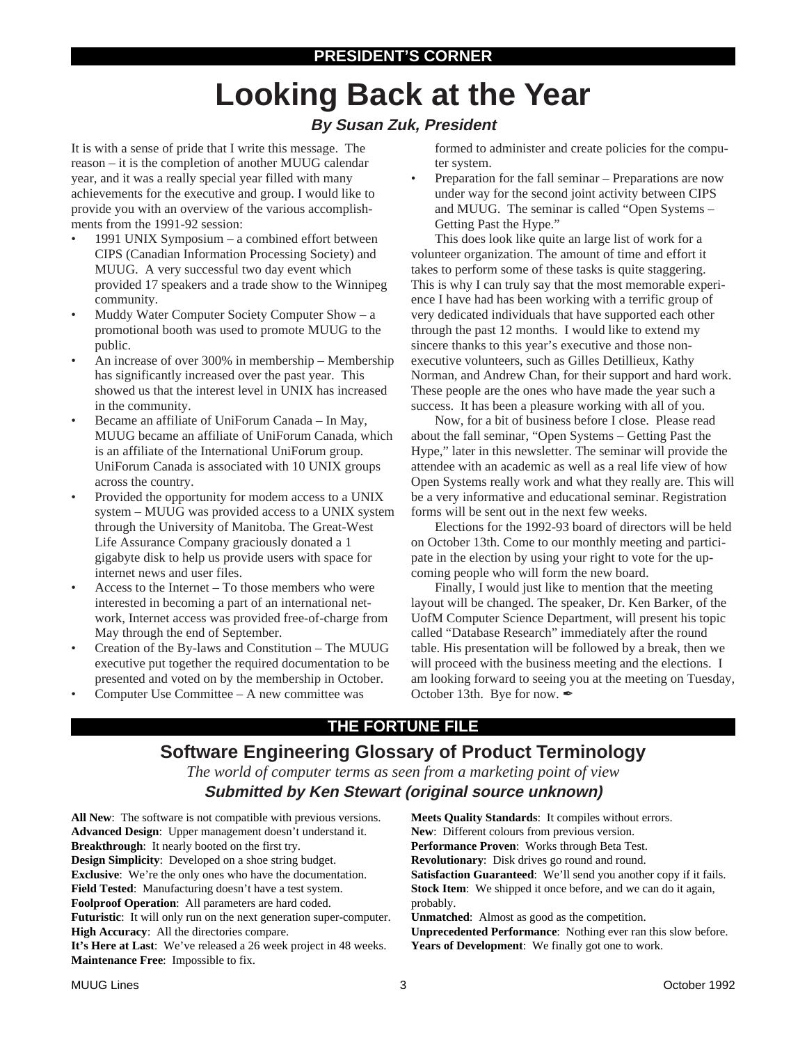## PRESIDENT'S CORNER

# Looking Back at the Year

***By Susan Zuk, President***

It is with a sense of pride that I write this message. The reason – it is the completion of another MUUG calendar year, and it was a really special year filled with many achievements for the executive and group. I would like to provide you with an overview of the various accomplishments from the 1991-92 session:

- 1991 UNIX Symposium – a combined effort between CIPS (Canadian Information Processing Society) and MUUG. A very successful two day event which provided 17 speakers and a trade show to the Winnipeg community.
- Muddy Water Computer Society Computer Show – a promotional booth was used to promote MUUG to the public.
- An increase of over 300% in membership – Membership has significantly increased over the past year. This showed us that the interest level in UNIX has increased in the community.
- Became an affiliate of UniForum Canada – In May, MUUG became an affiliate of UniForum Canada, which is an affiliate of the International UniForum group. UniForum Canada is associated with 10 UNIX groups across the country.
- Provided the opportunity for modem access to a UNIX system – MUUG was provided access to a UNIX system through the University of Manitoba. The Great-West Life Assurance Company graciously donated a 1 gigabyte disk to help us provide users with space for internet news and user files.
- Access to the Internet – To those members who were interested in becoming a part of an international network, Internet access was provided free-of-charge from May through the end of September.
- Creation of the By-laws and Constitution – The MUUG executive put together the required documentation to be presented and voted on by the membership in October.
- Computer Use Committee – A new committee was formed to administer and create policies for the computer system.
- Preparation for the fall seminar – Preparations are now under way for the second joint activity between CIPS and MUUG. The seminar is called "Open Systems – Getting Past the Hype."

This does look like quite an large list of work for a volunteer organization. The amount of time and effort it takes to perform some of these tasks is quite staggering. This is why I can truly say that the most memorable experience I have had has been working with a terrific group of very dedicated individuals that have supported each other through the past 12 months. I would like to extend my sincere thanks to this year's executive and those non-executive volunteers, such as Gilles Detillieux, Kathy Norman, and Andrew Chan, for their support and hard work. These people are the ones who have made the year such a success. It has been a pleasure working with all of you.

Now, for a bit of business before I close. Please read about the fall seminar, "Open Systems – Getting Past the Hype," later in this newsletter. The seminar will provide the attendee with an academic as well as a real life view of how Open Systems really work and what they really are. This will be a very informative and educational seminar. Registration forms will be sent out in the next few weeks.

Elections for the 1992-93 board of directors will be held on October 13th. Come to our monthly meeting and participate in the election by using your right to vote for the upcoming people who will form the new board.

Finally, I would just like to mention that the meeting layout will be changed. The speaker, Dr. Ken Barker, of the UofM Computer Science Department, will present his topic called "Database Research" immediately after the round table. His presentation will be followed by a break, then we will proceed with the business meeting and the elections. I am looking forward to seeing you at the meeting on Tuesday, October 13th. Bye for now. ✒

## THE FORTUNE FILE

## Software Engineering Glossary of Product Terminology

*The world of computer terms as seen from a marketing point of view*

***Submitted by Ken Stewart (original source unknown)***

**All New**: The software is not compatible with previous versions.
**Advanced Design**: Upper management doesn't understand it.
**Breakthrough**: It nearly booted on the first try.
**Design Simplicity**: Developed on a shoe string budget.
**Exclusive**: We're the only ones who have the documentation.
**Field Tested**: Manufacturing doesn't have a test system.
**Foolproof Operation**: All parameters are hard coded.
**Futuristic**: It will only run on the next generation super-computer.
**High Accuracy**: All the directories compare.
**It's Here at Last**: We've released a 26 week project in 48 weeks.
**Maintenance Free**: Impossible to fix.
**Meets Quality Standards**: It compiles without errors.
**New**: Different colours from previous version.
**Performance Proven**: Works through Beta Test.
**Revolutionary**: Disk drives go round and round.
**Satisfaction Guaranteed**: We'll send you another copy if it fails.
**Stock Item**: We shipped it once before, and we can do it again, probably.
**Unmatched**: Almost as good as the competition.
**Unprecedented Performance**: Nothing ever ran this slow before.
**Years of Development**: We finally got one to work.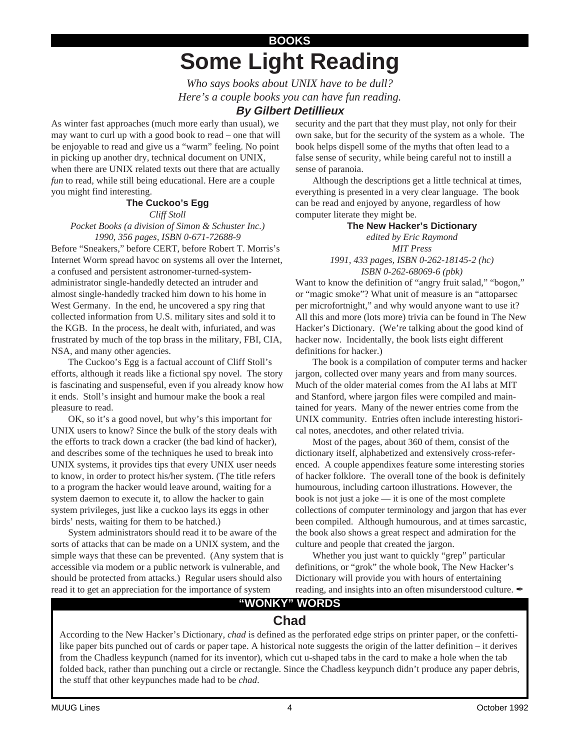**BOOKS**

# Some Light Reading

*Who says books about UNIX have to be dull?*
*Here's a couple books you can have fun reading.*

***By Gilbert Detillieux***

As winter fast approaches (much more early than usual), we may want to curl up with a good book to read – one that will be enjoyable to read and give us a "warm" feeling. No point in picking up another dry, technical document on UNIX, when there are UNIX related texts out there that are actually *fun* to read, while still being educational. Here are a couple you might find interesting.

### The Cuckoo's Egg

*Cliff Stoll*
*Pocket Books (a division of Simon & Schuster Inc.)*
*1990, 356 pages, ISBN 0-671-72688-9*

Before "Sneakers," before CERT, before Robert T. Morris's Internet Worm spread havoc on systems all over the Internet, a confused and persistent astronomer-turned-system-administrator single-handedly detected an intruder and almost single-handedly tracked him down to his home in West Germany. In the end, he uncovered a spy ring that collected information from U.S. military sites and sold it to the KGB. In the process, he dealt with, infuriated, and was frustrated by much of the top brass in the military, FBI, CIA, NSA, and many other agencies.

The Cuckoo's Egg is a factual account of Cliff Stoll's efforts, although it reads like a fictional spy novel. The story is fascinating and suspenseful, even if you already know how it ends. Stoll's insight and humour make the book a real pleasure to read.

OK, so it's a good novel, but why's this important for UNIX users to know? Since the bulk of the story deals with the efforts to track down a cracker (the bad kind of hacker), and describes some of the techniques he used to break into UNIX systems, it provides tips that every UNIX user needs to know, in order to protect his/her system. (The title refers to a program the hacker would leave around, waiting for a system daemon to execute it, to allow the hacker to gain system privileges, just like a cuckoo lays its eggs in other birds' nests, waiting for them to be hatched.)

System administrators should read it to be aware of the sorts of attacks that can be made on a UNIX system, and the simple ways that these can be prevented. (Any system that is accessible via modem or a public network is vulnerable, and should be protected from attacks.) Regular users should also read it to get an appreciation for the importance of system security and the part that they must play, not only for their own sake, but for the security of the system as a whole. The book helps dispell some of the myths that often lead to a false sense of security, while being careful not to instill a sense of paranoia.

Although the descriptions get a little technical at times, everything is presented in a very clear language. The book can be read and enjoyed by anyone, regardless of how computer literate they might be.

### The New Hacker's Dictionary

*edited by Eric Raymond*
*MIT Press*
*1991, 433 pages, ISBN 0-262-18145-2 (hc)*
*ISBN 0-262-68069-6 (pbk)*

Want to know the definition of "angry fruit salad," "bogon," or "magic smoke"? What unit of measure is an "attoparsec per microfortnight," and why would anyone want to use it? All this and more (lots more) trivia can be found in The New Hacker's Dictionary. (We're talking about the good kind of hacker now. Incidentally, the book lists eight different definitions for hacker.)

The book is a compilation of computer terms and hacker jargon, collected over many years and from many sources. Much of the older material comes from the AI labs at MIT and Stanford, where jargon files were compiled and maintained for years. Many of the newer entries come from the UNIX community. Entries often include interesting historical notes, anecdotes, and other related trivia.

Most of the pages, about 360 of them, consist of the dictionary itself, alphabetized and extensively cross-referenced. A couple appendixes feature some interesting stories of hacker folklore. The overall tone of the book is definitely humourous, including cartoon illustrations. However, the book is not just a joke — it is one of the most complete collections of computer terminology and jargon that has ever been compiled. Although humourous, and at times sarcastic, the book also shows a great respect and admiration for the culture and people that created the jargon.

Whether you just want to quickly "grep" particular definitions, or "grok" the whole book, The New Hacker's Dictionary will provide you with hours of entertaining reading, and insights into an often misunderstood culture. ✒

---

**"WONKY" WORDS**

## Chad

According to the New Hacker's Dictionary, *chad* is defined as the perforated edge strips on printer paper, or the confetti-like paper bits punched out of cards or paper tape. A historical note suggests the origin of the latter definition – it derives from the Chadless keypunch (named for its inventor), which cut u-shaped tabs in the card to make a hole when the tab folded back, rather than punching out a circle or rectangle. Since the Chadless keypunch didn't produce any paper debris, the stuff that other keypunches made had to be *chad*.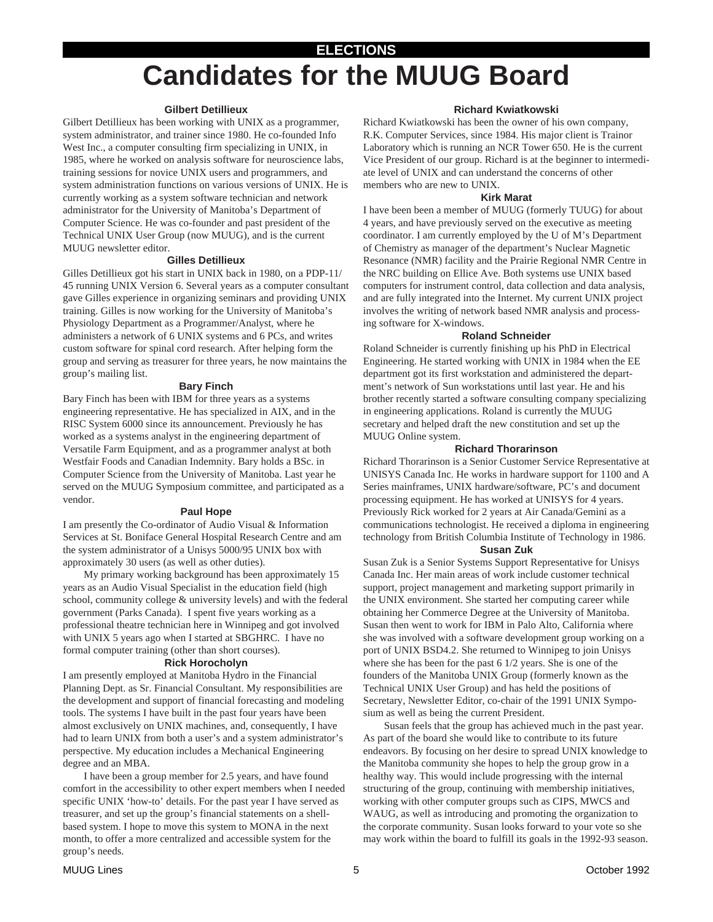ELECTIONS

# Candidates for the MUUG Board

### Gilbert Detillieux

Gilbert Detillieux has been working with UNIX as a programmer, system administrator, and trainer since 1980. He co-founded Info West Inc., a computer consulting firm specializing in UNIX, in 1985, where he worked on analysis software for neuroscience labs, training sessions for novice UNIX users and programmers, and system administration functions on various versions of UNIX. He is currently working as a system software technician and network administrator for the University of Manitoba's Department of Computer Science. He was co-founder and past president of the Technical UNIX User Group (now MUUG), and is the current MUUG newsletter editor.

### Gilles Detillieux

Gilles Detillieux got his start in UNIX back in 1980, on a PDP-11/45 running UNIX Version 6. Several years as a computer consultant gave Gilles experience in organizing seminars and providing UNIX training. Gilles is now working for the University of Manitoba's Physiology Department as a Programmer/Analyst, where he administers a network of 6 UNIX systems and 6 PCs, and writes custom software for spinal cord research. After helping form the group and serving as treasurer for three years, he now maintains the group's mailing list.

### Bary Finch

Bary Finch has been with IBM for three years as a systems engineering representative. He has specialized in AIX, and in the RISC System 6000 since its announcement. Previously he has worked as a systems analyst in the engineering department of Versatile Farm Equipment, and as a programmer analyst at both Westfair Foods and Canadian Indemnity. Bary holds a BSc. in Computer Science from the University of Manitoba. Last year he served on the MUUG Symposium committee, and participated as a vendor.

### Paul Hope

I am presently the Co-ordinator of Audio Visual & Information Services at St. Boniface General Hospital Research Centre and am the system administrator of a Unisys 5000/95 UNIX box with approximately 30 users (as well as other duties).

My primary working background has been approximately 15 years as an Audio Visual Specialist in the education field (high school, community college & university levels) and with the federal government (Parks Canada). I spent five years working as a professional theatre technician here in Winnipeg and got involved with UNIX 5 years ago when I started at SBGHRC. I have no formal computer training (other than short courses).

### Rick Horocholyn

I am presently employed at Manitoba Hydro in the Financial Planning Dept. as Sr. Financial Consultant. My responsibilities are the development and support of financial forecasting and modeling tools. The systems I have built in the past four years have been almost exclusively on UNIX machines, and, consequently, I have had to learn UNIX from both a user's and a system administrator's perspective. My education includes a Mechanical Engineering degree and an MBA.

I have been a group member for 2.5 years, and have found comfort in the accessibility to other expert members when I needed specific UNIX 'how-to' details. For the past year I have served as treasurer, and set up the group's financial statements on a shell-based system. I hope to move this system to MONA in the next month, to offer a more centralized and accessible system for the group's needs.

### Richard Kwiatkowski

Richard Kwiatkowski has been the owner of his own company, R.K. Computer Services, since 1984. His major client is Trainor Laboratory which is running an NCR Tower 650. He is the current Vice President of our group. Richard is at the beginner to intermediate level of UNIX and can understand the concerns of other members who are new to UNIX.

### Kirk Marat

I have been been a member of MUUG (formerly TUUG) for about 4 years, and have previously served on the executive as meeting coordinator. I am currently employed by the U of M's Department of Chemistry as manager of the department's Nuclear Magnetic Resonance (NMR) facility and the Prairie Regional NMR Centre in the NRC building on Ellice Ave. Both systems use UNIX based computers for instrument control, data collection and data analysis, and are fully integrated into the Internet. My current UNIX project involves the writing of network based NMR analysis and processing software for X-windows.

### Roland Schneider

Roland Schneider is currently finishing up his PhD in Electrical Engineering. He started working with UNIX in 1984 when the EE department got its first workstation and administered the department's network of Sun workstations until last year. He and his brother recently started a software consulting company specializing in engineering applications. Roland is currently the MUUG secretary and helped draft the new constitution and set up the MUUG Online system.

### Richard Thorarinson

Richard Thorarinson is a Senior Customer Service Representative at UNISYS Canada Inc. He works in hardware support for 1100 and A Series mainframes, UNIX hardware/software, PC's and document processing equipment. He has worked at UNISYS for 4 years. Previously Rick worked for 2 years at Air Canada/Gemini as a communications technologist. He received a diploma in engineering technology from British Columbia Institute of Technology in 1986.

### Susan Zuk

Susan Zuk is a Senior Systems Support Representative for Unisys Canada Inc. Her main areas of work include customer technical support, project management and marketing support primarily in the UNIX environment. She started her computing career while obtaining her Commerce Degree at the University of Manitoba. Susan then went to work for IBM in Palo Alto, California where she was involved with a software development group working on a port of UNIX BSD4.2. She returned to Winnipeg to join Unisys where she has been for the past 6 1/2 years. She is one of the founders of the Manitoba UNIX Group (formerly known as the Technical UNIX User Group) and has held the positions of Secretary, Newsletter Editor, co-chair of the 1991 UNIX Symposium as well as being the current President.

Susan feels that the group has achieved much in the past year. As part of the board she would like to contribute to its future endeavors. By focusing on her desire to spread UNIX knowledge to the Manitoba community she hopes to help the group grow in a healthy way. This would include progressing with the internal structuring of the group, continuing with membership initiatives, working with other computer groups such as CIPS, MWCS and WAUG, as well as introducing and promoting the organization to the corporate community. Susan looks forward to your vote so she may work within the board to fulfill its goals in the 1992-93 season.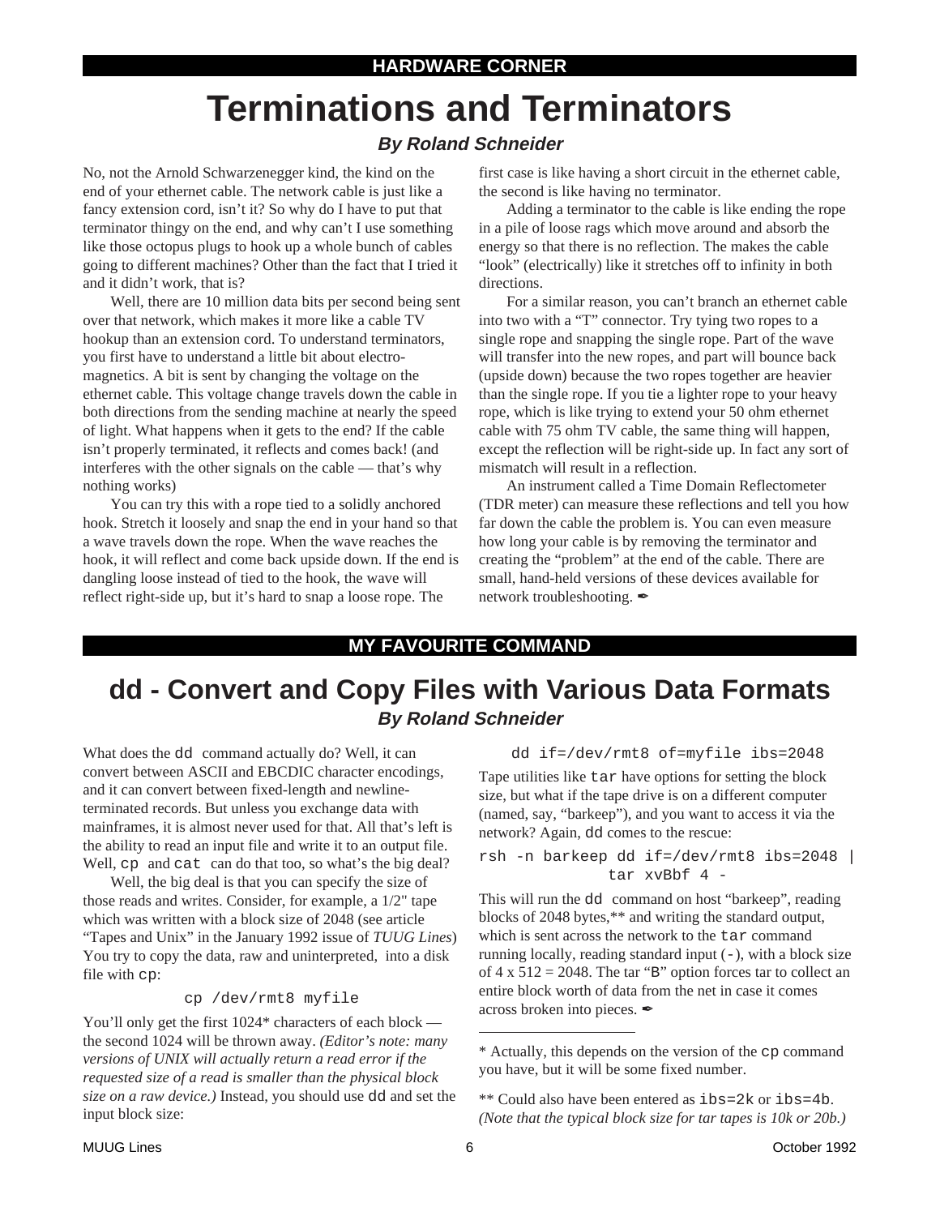## HARDWARE CORNER

# Terminations and Terminators

***By Roland Schneider***

No, not the Arnold Schwarzenegger kind, the kind on the end of your ethernet cable. The network cable is just like a fancy extension cord, isn't it? So why do I have to put that terminator thingy on the end, and why can't I use something like those octopus plugs to hook up a whole bunch of cables going to different machines? Other than the fact that I tried it and it didn't work, that is?

Well, there are 10 million data bits per second being sent over that network, which makes it more like a cable TV hookup than an extension cord. To understand terminators, you first have to understand a little bit about electro-magnetics. A bit is sent by changing the voltage on the ethernet cable. This voltage change travels down the cable in both directions from the sending machine at nearly the speed of light. What happens when it gets to the end? If the cable isn't properly terminated, it reflects and comes back! (and interferes with the other signals on the cable — that's why nothing works)

You can try this with a rope tied to a solidly anchored hook. Stretch it loosely and snap the end in your hand so that a wave travels down the rope. When the wave reaches the hook, it will reflect and come back upside down. If the end is dangling loose instead of tied to the hook, the wave will reflect right-side up, but it's hard to snap a loose rope. The first case is like having a short circuit in the ethernet cable, the second is like having no terminator.

Adding a terminator to the cable is like ending the rope in a pile of loose rags which move around and absorb the energy so that there is no reflection. The makes the cable "look" (electrically) like it stretches off to infinity in both directions.

For a similar reason, you can't branch an ethernet cable into two with a "T" connector. Try tying two ropes to a single rope and snapping the single rope. Part of the wave will transfer into the new ropes, and part will bounce back (upside down) because the two ropes together are heavier than the single rope. If you tie a lighter rope to your heavy rope, which is like trying to extend your 50 ohm ethernet cable with 75 ohm TV cable, the same thing will happen, except the reflection will be right-side up. In fact any sort of mismatch will result in a reflection.

An instrument called a Time Domain Reflectometer (TDR meter) can measure these reflections and tell you how far down the cable the problem is. You can even measure how long your cable is by removing the terminator and creating the "problem" at the end of the cable. There are small, hand-held versions of these devices available for network troubleshooting. ✒

## MY FAVOURITE COMMAND

# dd - Convert and Copy Files with Various Data Formats

***By Roland Schneider***

What does the `dd` command actually do? Well, it can convert between ASCII and EBCDIC character encodings, and it can convert between fixed-length and newline-terminated records. But unless you exchange data with mainframes, it is almost never used for that. All that's left is the ability to read an input file and write it to an output file. Well, `cp` and `cat` can do that too, so what's the big deal?

Well, the big deal is that you can specify the size of those reads and writes. Consider, for example, a 1/2" tape which was written with a block size of 2048 (see article "Tapes and Unix" in the January 1992 issue of *TUUG Lines*) You try to copy the data, raw and uninterpreted, into a disk file with `cp`:

```
cp /dev/rmt8 myfile
```

You'll only get the first 1024* characters of each block — the second 1024 will be thrown away. *(Editor's note: many versions of UNIX will actually return a read error if the requested size of a read is smaller than the physical block size on a raw device.)* Instead, you should use `dd` and set the input block size:

```
dd if=/dev/rmt8 of=myfile ibs=2048
```

Tape utilities like `tar` have options for setting the block size, but what if the tape drive is on a different computer (named, say, "barkeep"), and you want to access it via the network? Again, `dd` comes to the rescue:

```
rsh -n barkeep dd if=/dev/rmt8 ibs=2048 |
            tar xvBbf 4 -
```

This will run the `dd` command on host "barkeep", reading blocks of 2048 bytes,** and writing the standard output, which is sent across the network to the `tar` command running locally, reading standard input (`-`), with a block size of 4 x 512 = 2048. The tar "`B`" option forces tar to collect an entire block worth of data from the net in case it comes across broken into pieces. ✒

---

\* Actually, this depends on the version of the `cp` command you have, but it will be some fixed number.

** Could also have been entered as `ibs=2k` or `ibs=4b`. *(Note that the typical block size for tar tapes is 10k or 20b.)*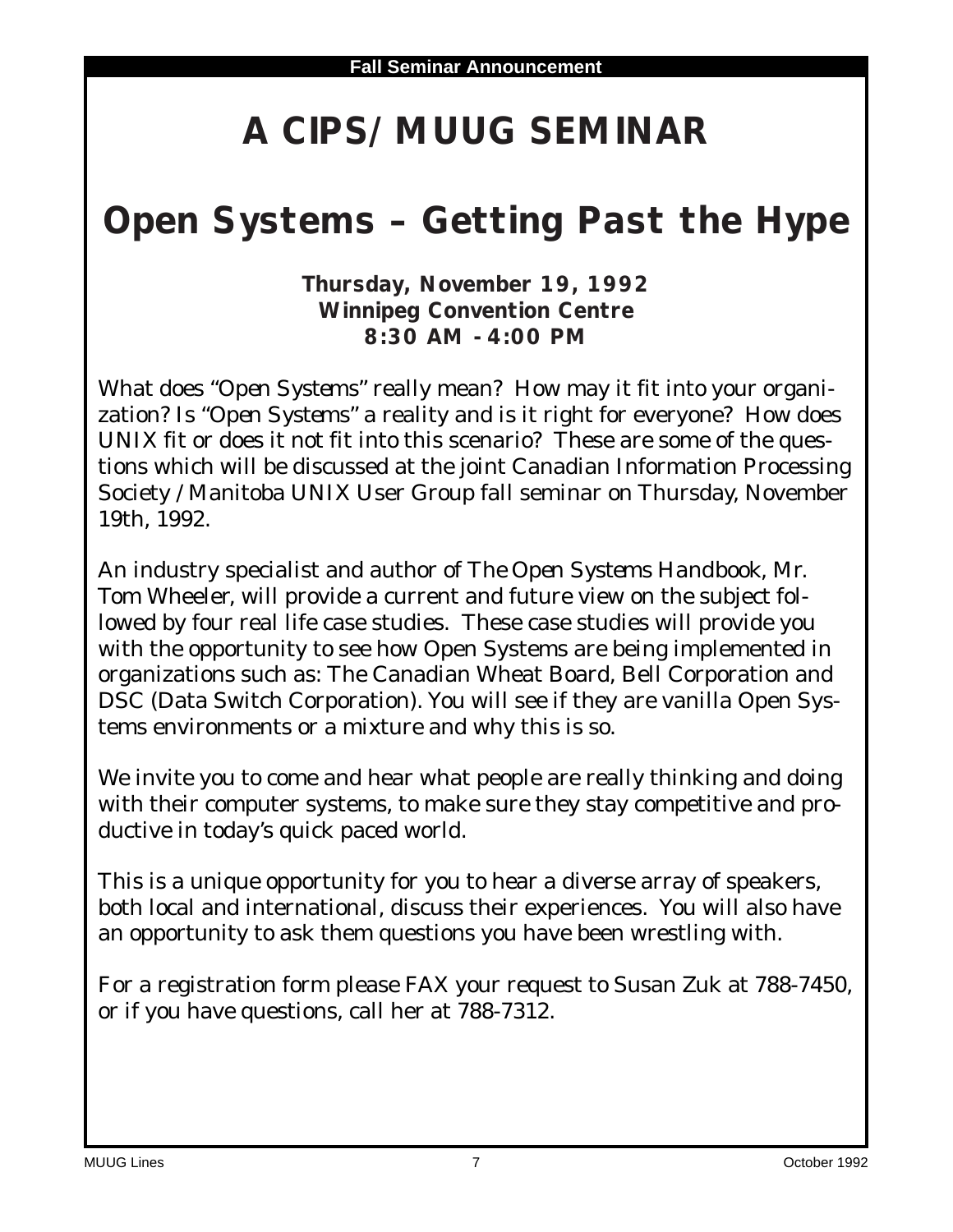**Fall Seminar Announcement**

# A CIPS/MUUG SEMINAR

# Open Systems – Getting Past the Hype

**Thursday, November 19, 1992**
**Winnipeg Convention Centre**
**8:30 AM - 4:00 PM**

What does “Open Systems” really mean? How may it fit into your organization? Is “Open Systems” a reality and is it right for everyone? How does UNIX fit or does it not fit into this scenario? These are some of the questions which will be discussed at the joint Canadian Information Processing Society /Manitoba UNIX User Group fall seminar on Thursday, November 19th, 1992.

An industry specialist and author of *The Open Systems Handbook*, Mr. Tom Wheeler, will provide a current and future view on the subject followed by four real life case studies. These case studies will provide you with the opportunity to see how Open Systems are being implemented in organizations such as: The Canadian Wheat Board, Bell Corporation and DSC (Data Switch Corporation). You will see if they are vanilla Open Systems environments or a mixture and why this is so.

We invite you to come and hear what people are really thinking and doing with their computer systems, to make sure they stay competitive and productive in today’s quick paced world.

This is a unique opportunity for you to hear a diverse array of speakers, both local and international, discuss their experiences. You will also have an opportunity to ask them questions you have been wrestling with.

For a registration form please FAX your request to Susan Zuk at 788-7450, or if you have questions, call her at 788-7312.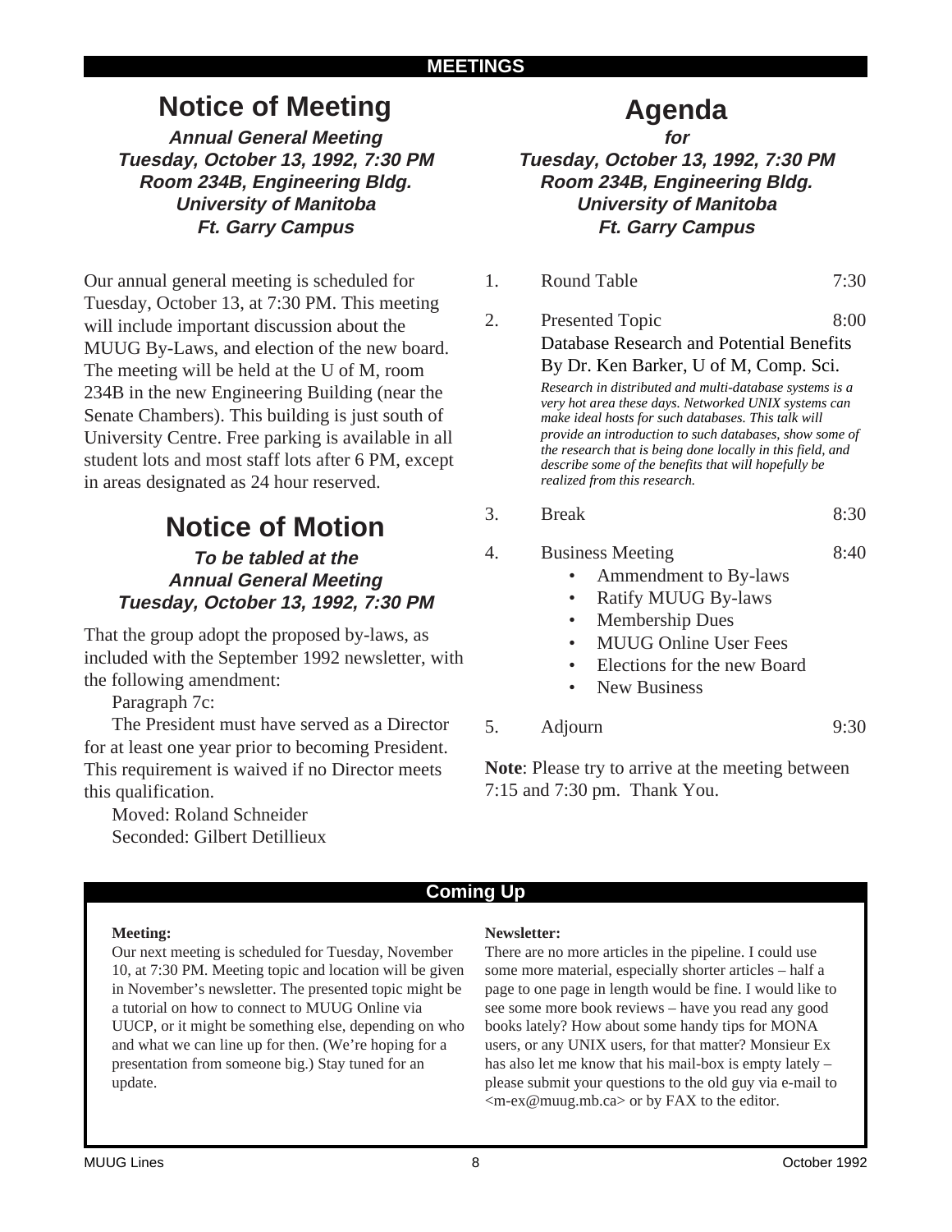MEETINGS

# Notice of Meeting

***Annual General Meeting***
***Tuesday, October 13, 1992, 7:30 PM***
***Room 234B, Engineering Bldg.***
***University of Manitoba***
***Ft. Garry Campus***

Our annual general meeting is scheduled for Tuesday, October 13, at 7:30 PM. This meeting will include important discussion about the MUUG By-Laws, and election of the new board. The meeting will be held at the U of M, room 234B in the new Engineering Building (near the Senate Chambers). This building is just south of University Centre. Free parking is available in all student lots and most staff lots after 6 PM, except in areas designated as 24 hour reserved.

# Notice of Motion

***To be tabled at the***
***Annual General Meeting***
***Tuesday, October 13, 1992, 7:30 PM***

That the group adopt the proposed by-laws, as included with the September 1992 newsletter, with the following amendment:

Paragraph 7c:

The President must have served as a Director for at least one year prior to becoming President. This requirement is waived if no Director meets this qualification.

Moved: Roland Schneider
Seconded: Gilbert Detillieux

# Agenda

***for***
***Tuesday, October 13, 1992, 7:30 PM***
***Room 234B, Engineering Bldg.***
***University of Manitoba***
***Ft. Garry Campus***

1. Round Table — 7:30
2. Presented Topic — 8:00
   Database Research and Potential Benefits
   By Dr. Ken Barker, U of M, Comp. Sci.
   *Research in distributed and multi-database systems is a very hot area these days. Networked UNIX systems can make ideal hosts for such databases. This talk will provide an introduction to such databases, show some of the research that is being done locally in this field, and describe some of the benefits that will hopefully be realized from this research.*
3. Break — 8:30
4. Business Meeting — 8:40
   - Ammendment to By-laws
   - Ratify MUUG By-laws
   - Membership Dues
   - MUUG Online User Fees
   - Elections for the new Board
   - New Business
5. Adjourn — 9:30

**Note**: Please try to arrive at the meeting between 7:15 and 7:30 pm. Thank You.

## Coming Up

**Meeting:**
Our next meeting is scheduled for Tuesday, November 10, at 7:30 PM. Meeting topic and location will be given in November's newsletter. The presented topic might be a tutorial on how to connect to MUUG Online via UUCP, or it might be something else, depending on who and what we can line up for then. (We're hoping for a presentation from someone big.) Stay tuned for an update.

**Newsletter:**
There are no more articles in the pipeline. I could use some more material, especially shorter articles – half a page to one page in length would be fine. I would like to see some more book reviews – have you read any good books lately? How about some handy tips for MONA users, or any UNIX users, for that matter? Monsieur Ex has also let me know that his mail-box is empty lately – please submit your questions to the old guy via e-mail to <m-ex@muug.mb.ca> or by FAX to the editor.